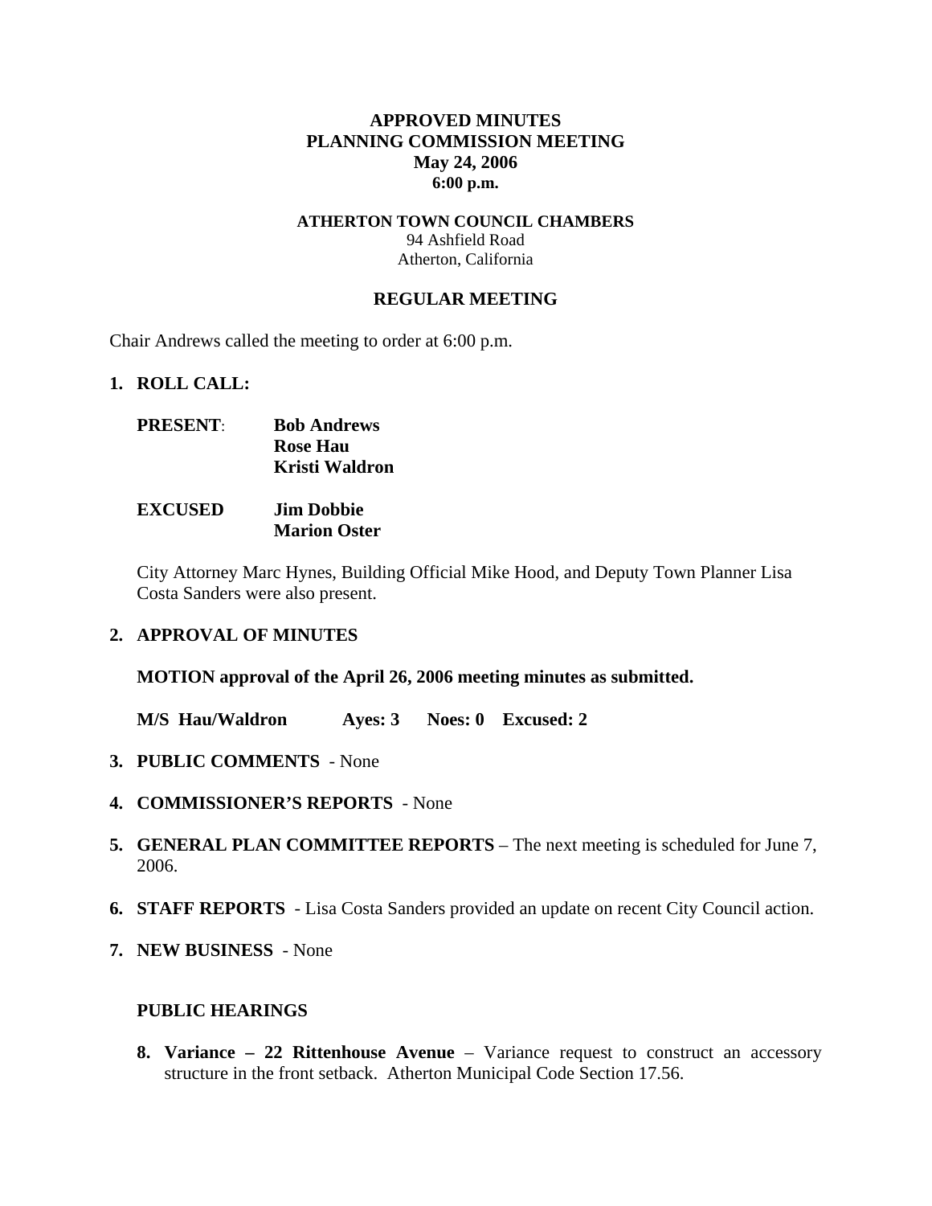# APPROVED MINUTES
# PLANNING COMMISSION MEETING
# May 24, 2006
# 6:00 p.m.

**ATHERTON TOWN COUNCIL CHAMBERS**
94 Ashfield Road
Atherton, California

## REGULAR MEETING

Chair Andrews called the meeting to order at 6:00 p.m.

**1. ROLL CALL:**

**PRESENT**: **Bob Andrews**
**Rose Hau**
**Kristi Waldron**

**EXCUSED** **Jim Dobbie**
**Marion Oster**

City Attorney Marc Hynes, Building Official Mike Hood, and Deputy Town Planner Lisa Costa Sanders were also present.

**2. APPROVAL OF MINUTES**

**MOTION approval of the April 26, 2006 meeting minutes as submitted.**

**M/S Hau/Waldron Ayes: 3 Noes: 0 Excused: 2**

**3. PUBLIC COMMENTS** - None

**4. COMMISSIONER'S REPORTS** - None

**5. GENERAL PLAN COMMITTEE REPORTS** – The next meeting is scheduled for June 7, 2006.

**6. STAFF REPORTS** - Lisa Costa Sanders provided an update on recent City Council action.

**7. NEW BUSINESS** - None

**PUBLIC HEARINGS**

**8. Variance – 22 Rittenhouse Avenue** – Variance request to construct an accessory structure in the front setback. Atherton Municipal Code Section 17.56.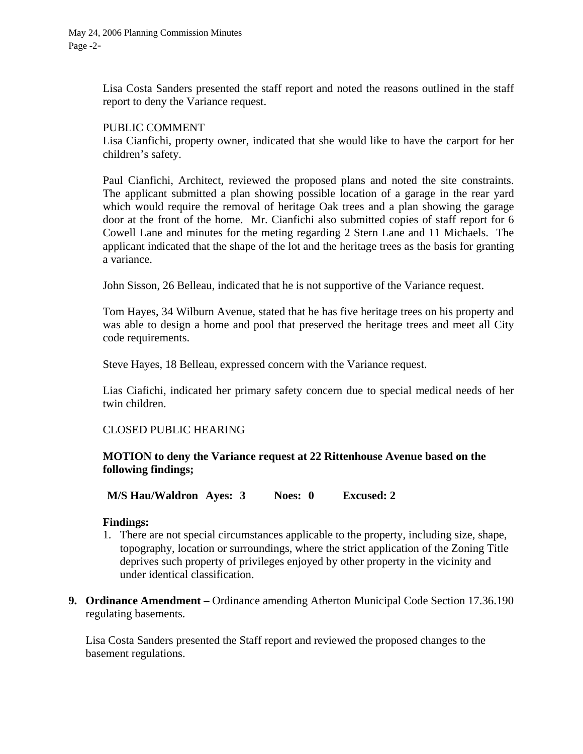Lisa Costa Sanders presented the staff report and noted the reasons outlined in the staff report to deny the Variance request.

PUBLIC COMMENT

Lisa Cianfichi, property owner, indicated that she would like to have the carport for her children's safety.

Paul Cianfichi, Architect, reviewed the proposed plans and noted the site constraints. The applicant submitted a plan showing possible location of a garage in the rear yard which would require the removal of heritage Oak trees and a plan showing the garage door at the front of the home. Mr. Cianfichi also submitted copies of staff report for 6 Cowell Lane and minutes for the meting regarding 2 Stern Lane and 11 Michaels. The applicant indicated that the shape of the lot and the heritage trees as the basis for granting a variance.

John Sisson, 26 Belleau, indicated that he is not supportive of the Variance request.

Tom Hayes, 34 Wilburn Avenue, stated that he has five heritage trees on his property and was able to design a home and pool that preserved the heritage trees and meet all City code requirements.

Steve Hayes, 18 Belleau, expressed concern with the Variance request.

Lias Ciafichi, indicated her primary safety concern due to special medical needs of her twin children.

CLOSED PUBLIC HEARING

**MOTION to deny the Variance request at 22 Rittenhouse Avenue based on the following findings;**

**M/S Hau/Waldron Ayes: 3 Noes: 0 Excused: 2**

**Findings:**

1. There are not special circumstances applicable to the property, including size, shape, topography, location or surroundings, where the strict application of the Zoning Title deprives such property of privileges enjoyed by other property in the vicinity and under identical classification.

**9. Ordinance Amendment –** Ordinance amending Atherton Municipal Code Section 17.36.190 regulating basements.

Lisa Costa Sanders presented the Staff report and reviewed the proposed changes to the basement regulations.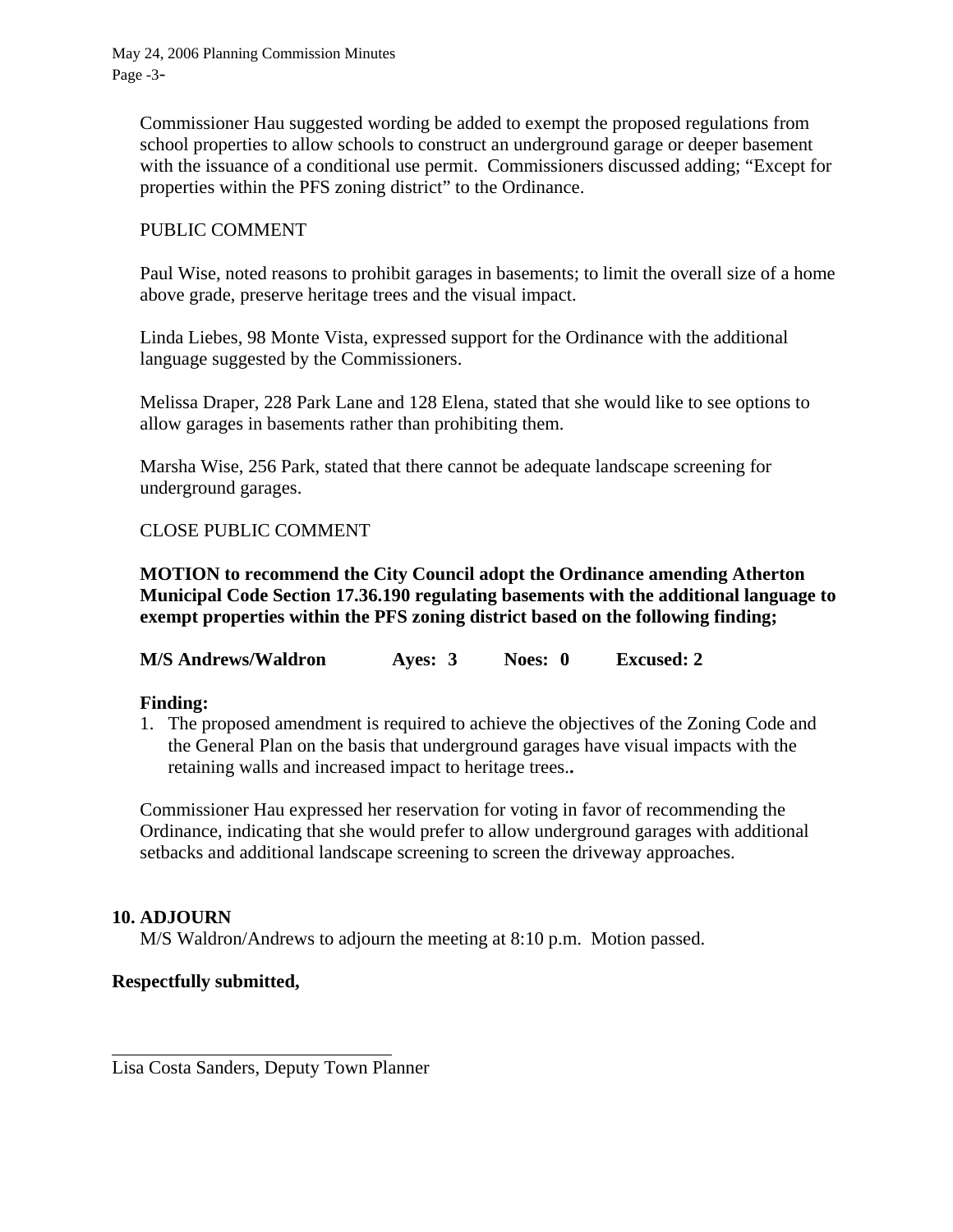Commissioner Hau suggested wording be added to exempt the proposed regulations from school properties to allow schools to construct an underground garage or deeper basement with the issuance of a conditional use permit. Commissioners discussed adding; "Except for properties within the PFS zoning district" to the Ordinance.

PUBLIC COMMENT

Paul Wise, noted reasons to prohibit garages in basements; to limit the overall size of a home above grade, preserve heritage trees and the visual impact.

Linda Liebes, 98 Monte Vista, expressed support for the Ordinance with the additional language suggested by the Commissioners.

Melissa Draper, 228 Park Lane and 128 Elena, stated that she would like to see options to allow garages in basements rather than prohibiting them.

Marsha Wise, 256 Park, stated that there cannot be adequate landscape screening for underground garages.

CLOSE PUBLIC COMMENT

**MOTION to recommend the City Council adopt the Ordinance amending Atherton Municipal Code Section 17.36.190 regulating basements with the additional language to exempt properties within the PFS zoning district based on the following finding;**

**M/S Andrews/Waldron Ayes: 3 Noes: 0 Excused: 2**

**Finding:**

1. The proposed amendment is required to achieve the objectives of the Zoning Code and the General Plan on the basis that underground garages have visual impacts with the retaining walls and increased impact to heritage trees.**.**

Commissioner Hau expressed her reservation for voting in favor of recommending the Ordinance, indicating that she would prefer to allow underground garages with additional setbacks and additional landscape screening to screen the driveway approaches.

**10. ADJOURN**

M/S Waldron/Andrews to adjourn the meeting at 8:10 p.m. Motion passed.

**Respectfully submitted,**

\_\_\_\_\_\_\_\_\_\_\_\_\_\_\_\_\_\_\_\_\_\_\_\_\_\_\_\_\_\_\_\_

Lisa Costa Sanders, Deputy Town Planner